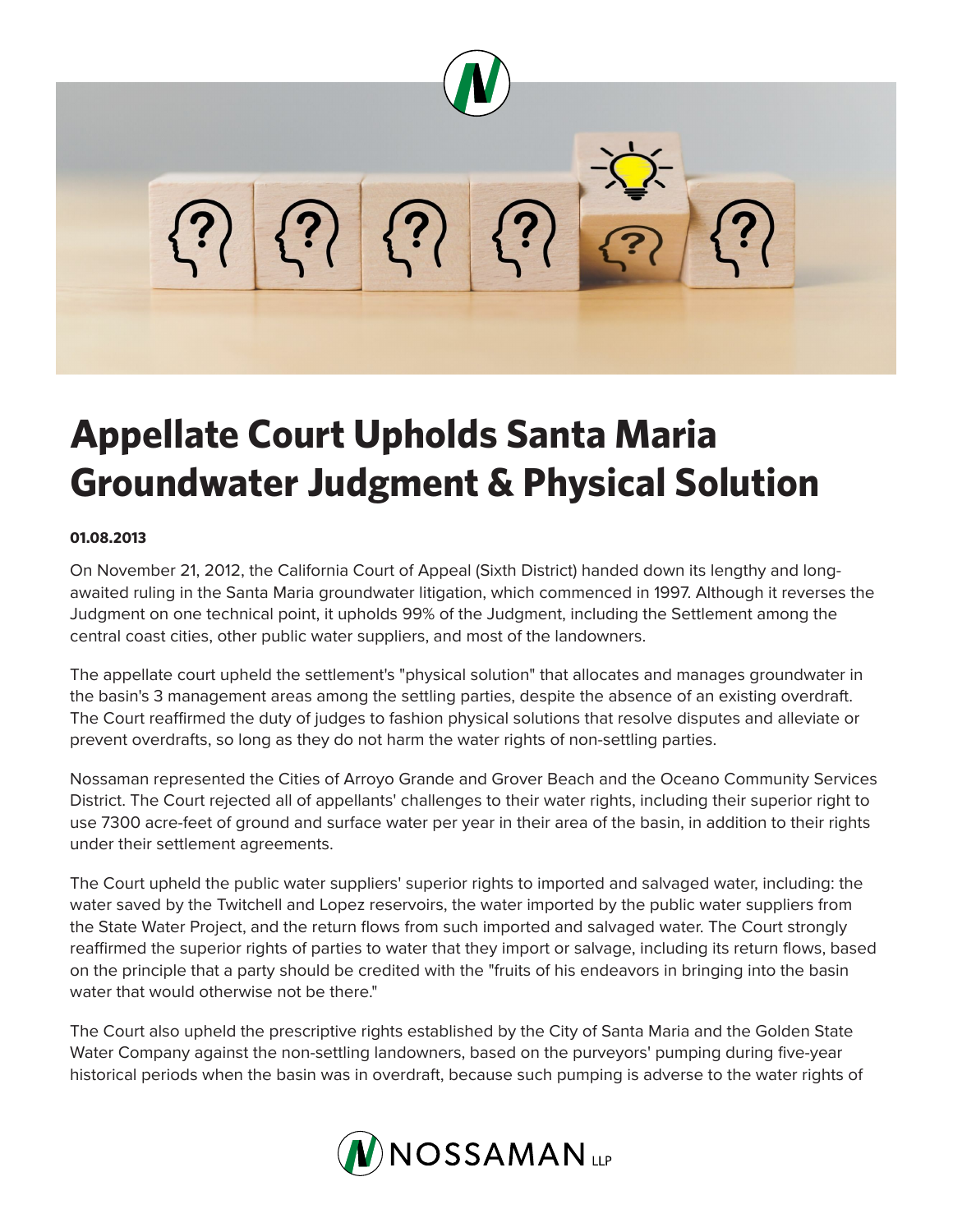# Appellate Court Upholds Santa Maria Groundwater Judgment & Physical Solution

**01.08.2013**

On November 21, 2012, the California Court of Appeal (Sixth District) handed down its lengthy and long-awaited ruling in the Santa Maria groundwater litigation, which commenced in 1997. Although it reverses the Judgment on one technical point, it upholds 99% of the Judgment, including the Settlement among the central coast cities, other public water suppliers, and most of the landowners.

The appellate court upheld the settlement's "physical solution" that allocates and manages groundwater in the basin's 3 management areas among the settling parties, despite the absence of an existing overdraft. The Court reaffirmed the duty of judges to fashion physical solutions that resolve disputes and alleviate or prevent overdrafts, so long as they do not harm the water rights of non-settling parties.

Nossaman represented the Cities of Arroyo Grande and Grover Beach and the Oceano Community Services District. The Court rejected all of appellants' challenges to their water rights, including their superior right to use 7300 acre-feet of ground and surface water per year in their area of the basin, in addition to their rights under their settlement agreements.

The Court upheld the public water suppliers' superior rights to imported and salvaged water, including: the water saved by the Twitchell and Lopez reservoirs, the water imported by the public water suppliers from the State Water Project, and the return flows from such imported and salvaged water. The Court strongly reaffirmed the superior rights of parties to water that they import or salvage, including its return flows, based on the principle that a party should be credited with the "fruits of his endeavors in bringing into the basin water that would otherwise not be there."

The Court also upheld the prescriptive rights established by the City of Santa Maria and the Golden State Water Company against the non-settling landowners, based on the purveyors' pumping during five-year historical periods when the basin was in overdraft, because such pumping is adverse to the water rights of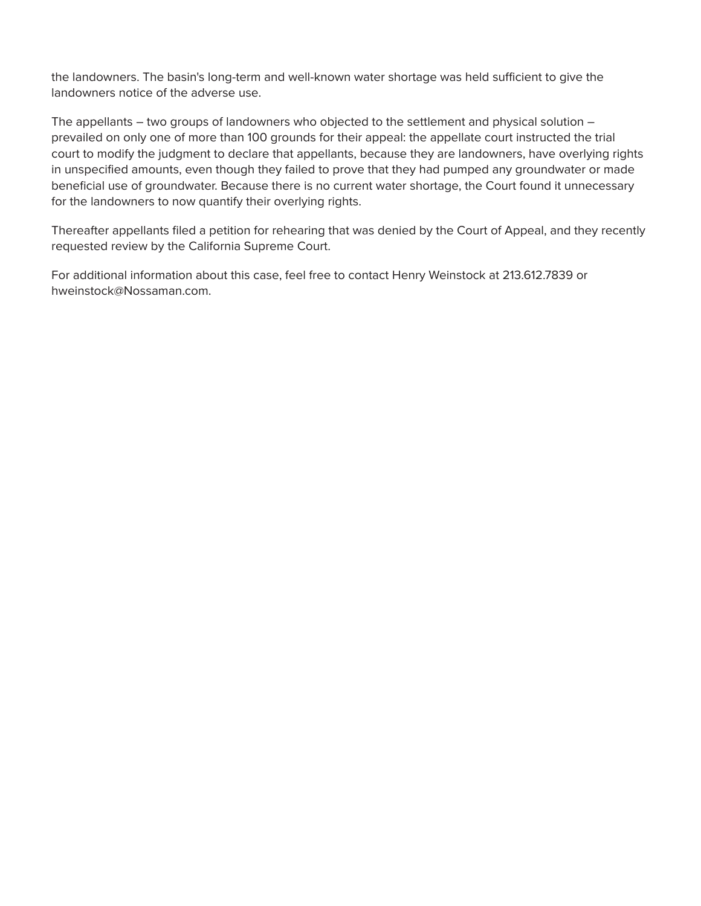the landowners. The basin's long-term and well-known water shortage was held sufficient to give the landowners notice of the adverse use.

The appellants – two groups of landowners who objected to the settlement and physical solution – prevailed on only one of more than 100 grounds for their appeal: the appellate court instructed the trial court to modify the judgment to declare that appellants, because they are landowners, have overlying rights in unspecified amounts, even though they failed to prove that they had pumped any groundwater or made beneficial use of groundwater. Because there is no current water shortage, the Court found it unnecessary for the landowners to now quantify their overlying rights.

Thereafter appellants filed a petition for rehearing that was denied by the Court of Appeal, and they recently requested review by the California Supreme Court.

For additional information about this case, feel free to contact Henry Weinstock at 213.612.7839 or hweinstock@Nossaman.com.